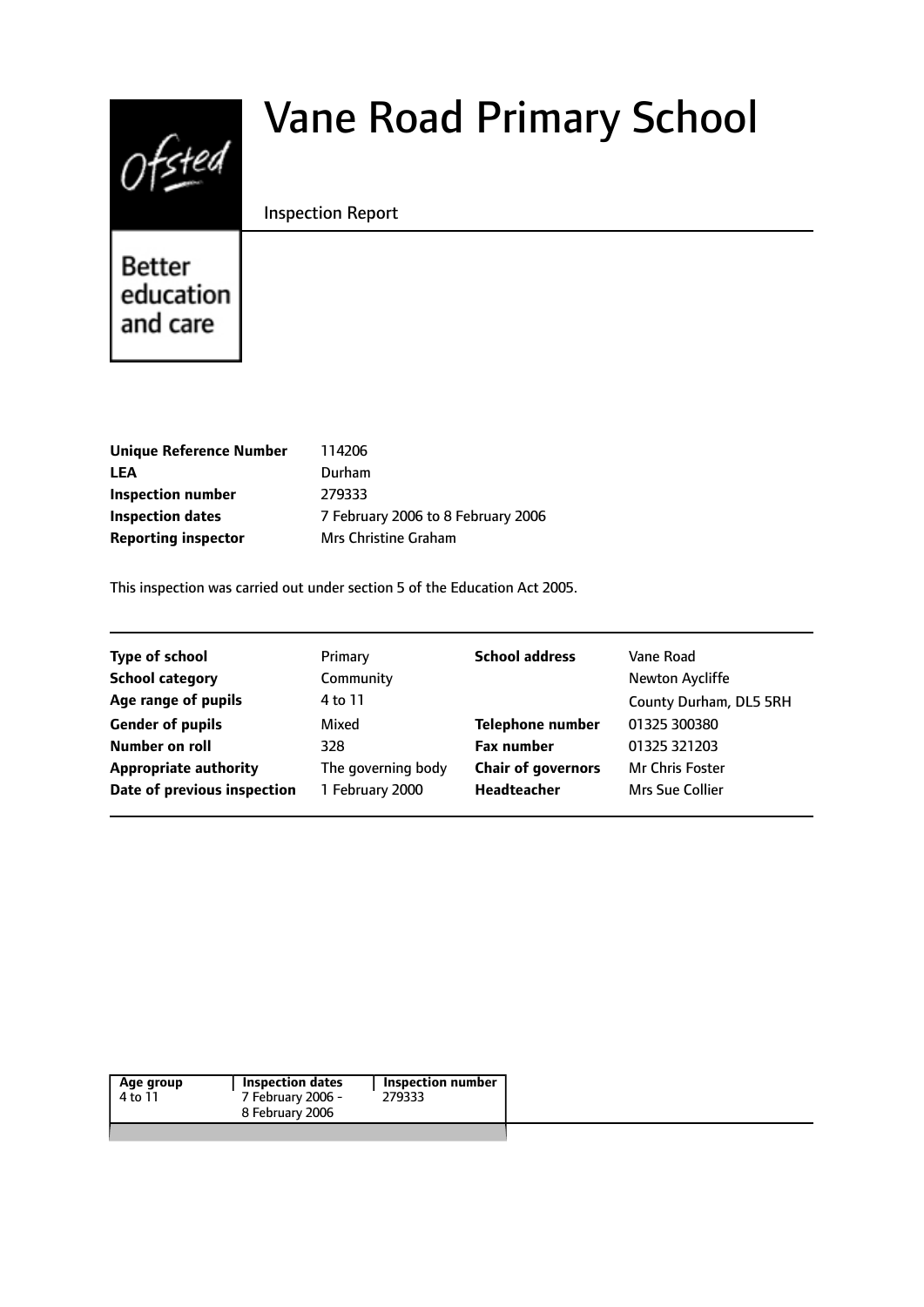# Vane Road Primary School

Inspection Report

Ofsted

Better education and care

| | |
|---|---|
| **Unique Reference Number** | 114206 |
| **LEA** | Durham |
| **Inspection number** | 279333 |
| **Inspection dates** | 7 February 2006 to 8 February 2006 |
| **Reporting inspector** | Mrs Christine Graham |

This inspection was carried out under section 5 of the Education Act 2005.

| | | | |
|---|---|---|---|
| **Type of school** | Primary | **School address** | Vane Road |
| **School category** | Community | | Newton Aycliffe |
| **Age range of pupils** | 4 to 11 | | County Durham, DL5 5RH |
| **Gender of pupils** | Mixed | **Telephone number** | 01325 300380 |
| **Number on roll** | 328 | **Fax number** | 01325 321203 |
| **Appropriate authority** | The governing body | **Chair of governors** | Mr Chris Foster |
| **Date of previous inspection** | 1 February 2000 | **Headteacher** | Mrs Sue Collier |

| Age group | Inspection dates | Inspection number |
|---|---|---|
| 4 to 11 | 7 February 2006 - 8 February 2006 | 279333 |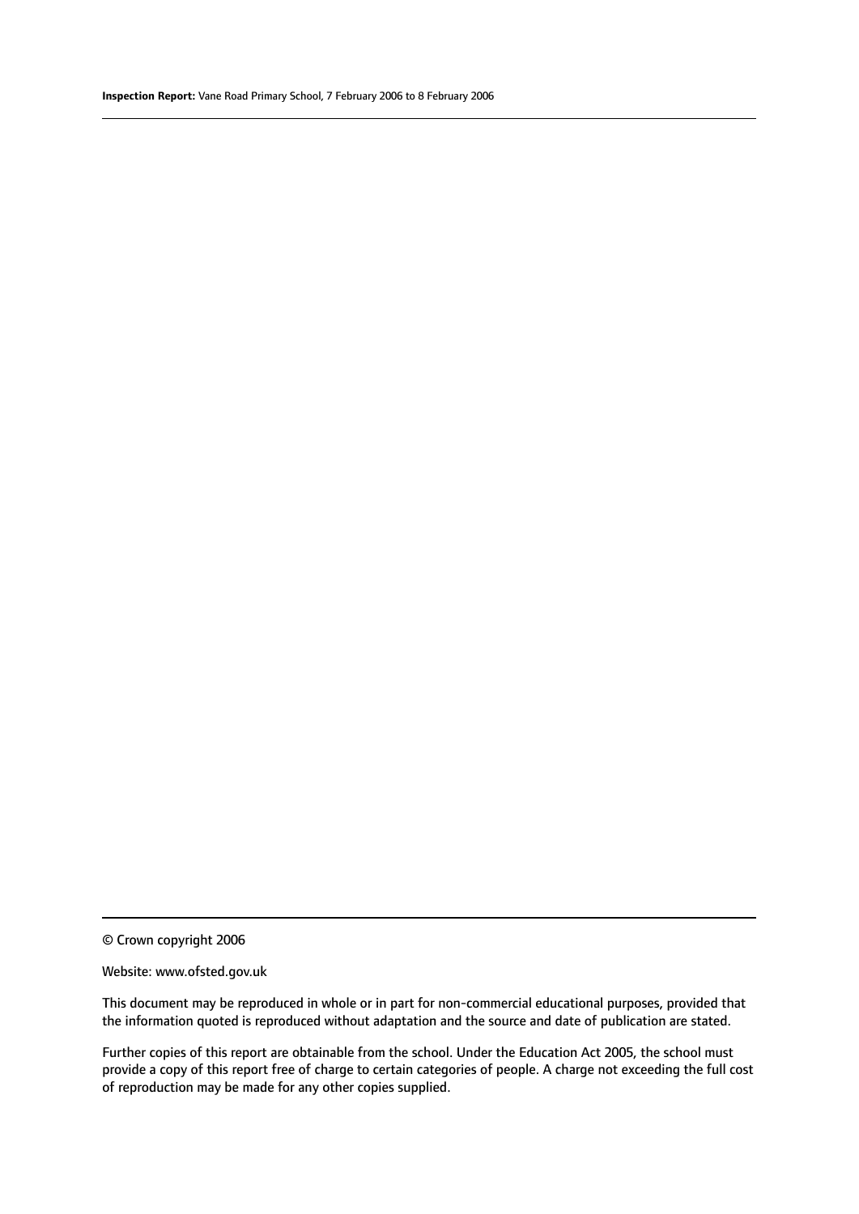© Crown copyright 2006

Website: www.ofsted.gov.uk

This document may be reproduced in whole or in part for non-commercial educational purposes, provided that the information quoted is reproduced without adaptation and the source and date of publication are stated.

Further copies of this report are obtainable from the school. Under the Education Act 2005, the school must provide a copy of this report free of charge to certain categories of people. A charge not exceeding the full cost of reproduction may be made for any other copies supplied.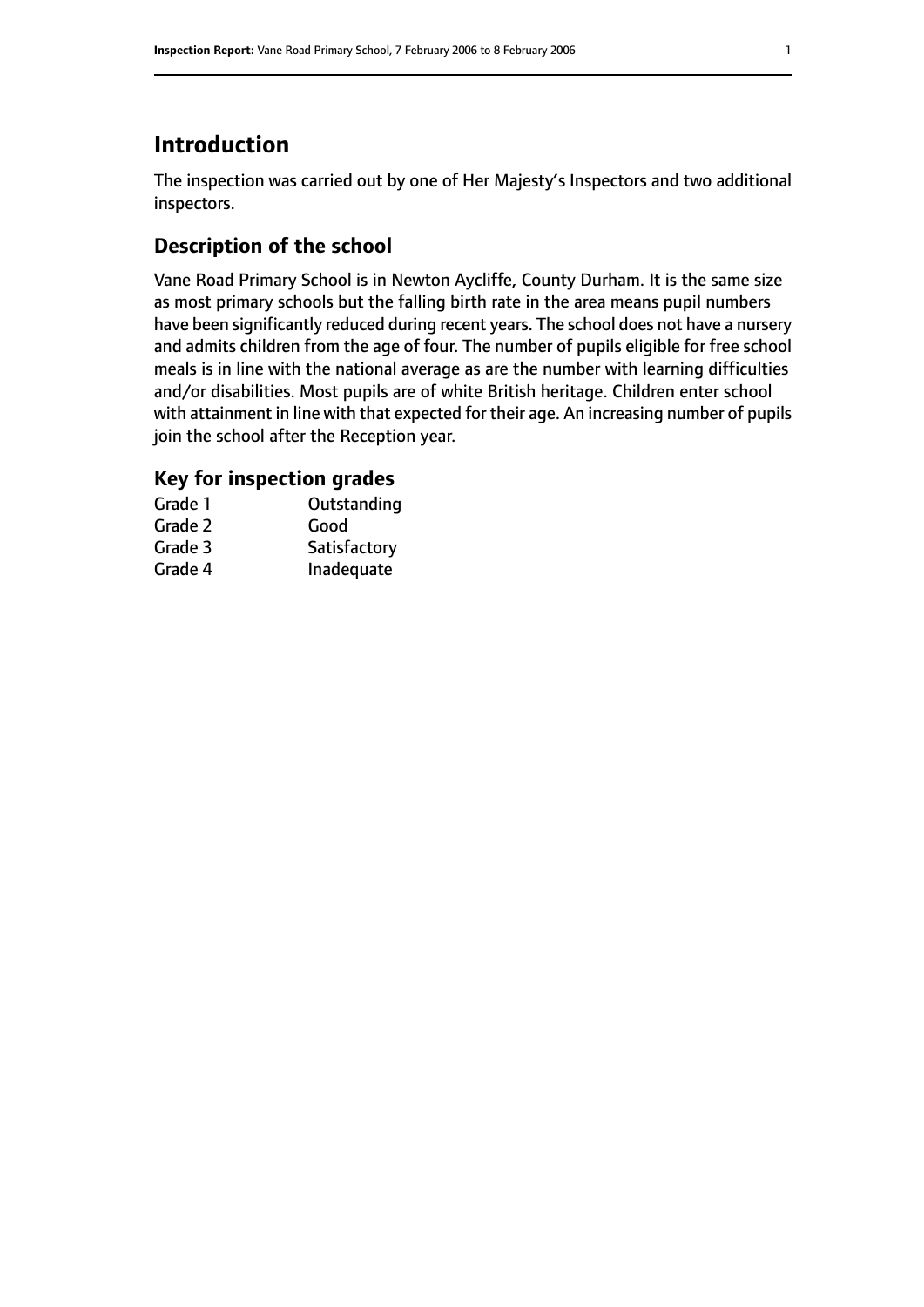# Introduction

The inspection was carried out by one of Her Majesty's Inspectors and two additional inspectors.

## Description of the school

Vane Road Primary School is in Newton Aycliffe, County Durham. It is the same size as most primary schools but the falling birth rate in the area means pupil numbers have been significantly reduced during recent years. The school does not have a nursery and admits children from the age of four. The number of pupils eligible for free school meals is in line with the national average as are the number with learning difficulties and/or disabilities. Most pupils are of white British heritage. Children enter school with attainment in line with that expected for their age. An increasing number of pupils join the school after the Reception year.

## Key for inspection grades

| | |
|---|---|
| Grade 1 | Outstanding |
| Grade 2 | Good |
| Grade 3 | Satisfactory |
| Grade 4 | Inadequate |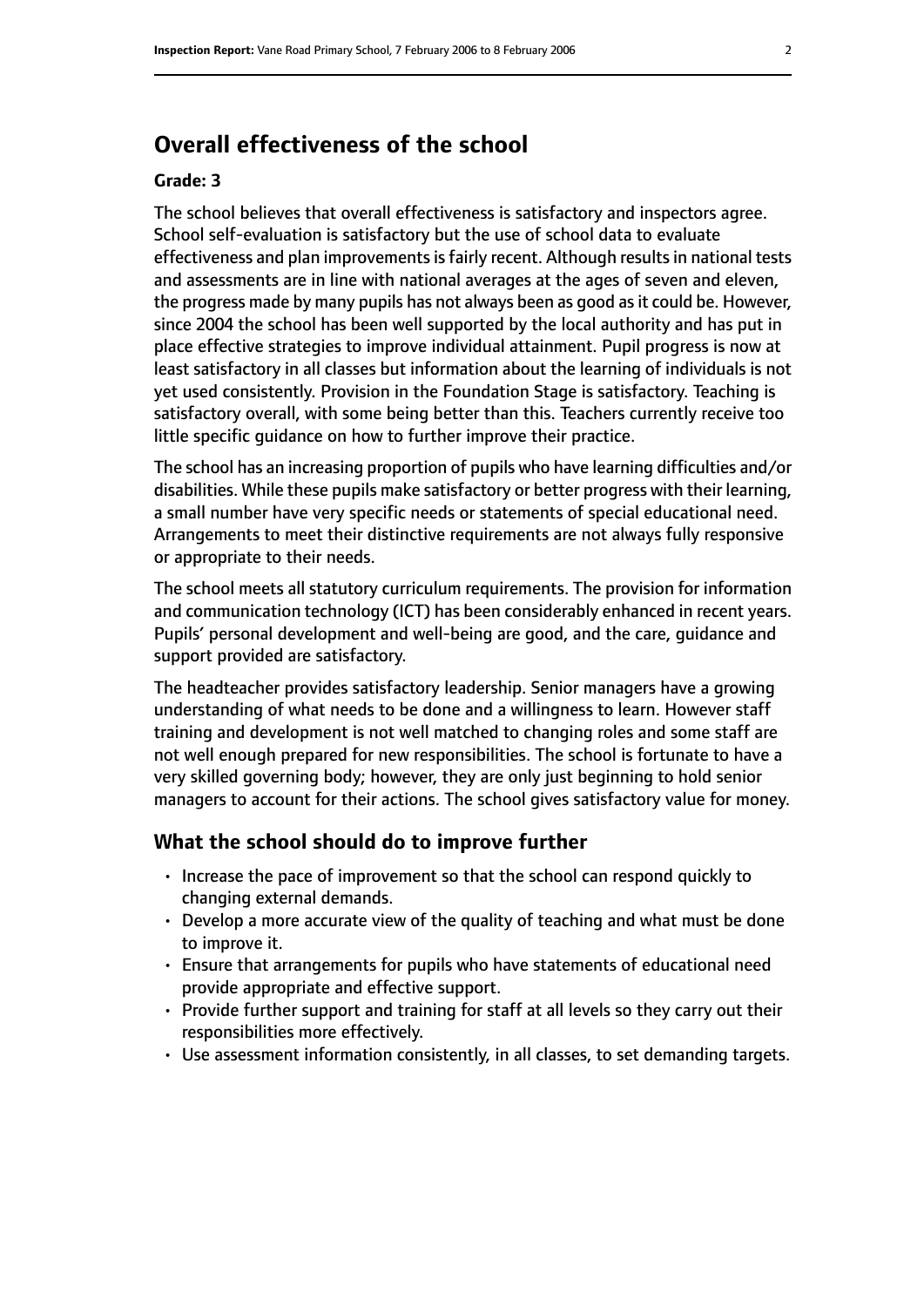## Overall effectiveness of the school

**Grade: 3**

The school believes that overall effectiveness is satisfactory and inspectors agree. School self-evaluation is satisfactory but the use of school data to evaluate effectiveness and plan improvements is fairly recent. Although results in national tests and assessments are in line with national averages at the ages of seven and eleven, the progress made by many pupils has not always been as good as it could be. However, since 2004 the school has been well supported by the local authority and has put in place effective strategies to improve individual attainment. Pupil progress is now at least satisfactory in all classes but information about the learning of individuals is not yet used consistently. Provision in the Foundation Stage is satisfactory. Teaching is satisfactory overall, with some being better than this. Teachers currently receive too little specific guidance on how to further improve their practice.

The school has an increasing proportion of pupils who have learning difficulties and/or disabilities. While these pupils make satisfactory or better progress with their learning, a small number have very specific needs or statements of special educational need. Arrangements to meet their distinctive requirements are not always fully responsive or appropriate to their needs.

The school meets all statutory curriculum requirements. The provision for information and communication technology (ICT) has been considerably enhanced in recent years. Pupils' personal development and well-being are good, and the care, guidance and support provided are satisfactory.

The headteacher provides satisfactory leadership. Senior managers have a growing understanding of what needs to be done and a willingness to learn. However staff training and development is not well matched to changing roles and some staff are not well enough prepared for new responsibilities. The school is fortunate to have a very skilled governing body; however, they are only just beginning to hold senior managers to account for their actions. The school gives satisfactory value for money.

### What the school should do to improve further

- Increase the pace of improvement so that the school can respond quickly to changing external demands.
- Develop a more accurate view of the quality of teaching and what must be done to improve it.
- Ensure that arrangements for pupils who have statements of educational need provide appropriate and effective support.
- Provide further support and training for staff at all levels so they carry out their responsibilities more effectively.
- Use assessment information consistently, in all classes, to set demanding targets.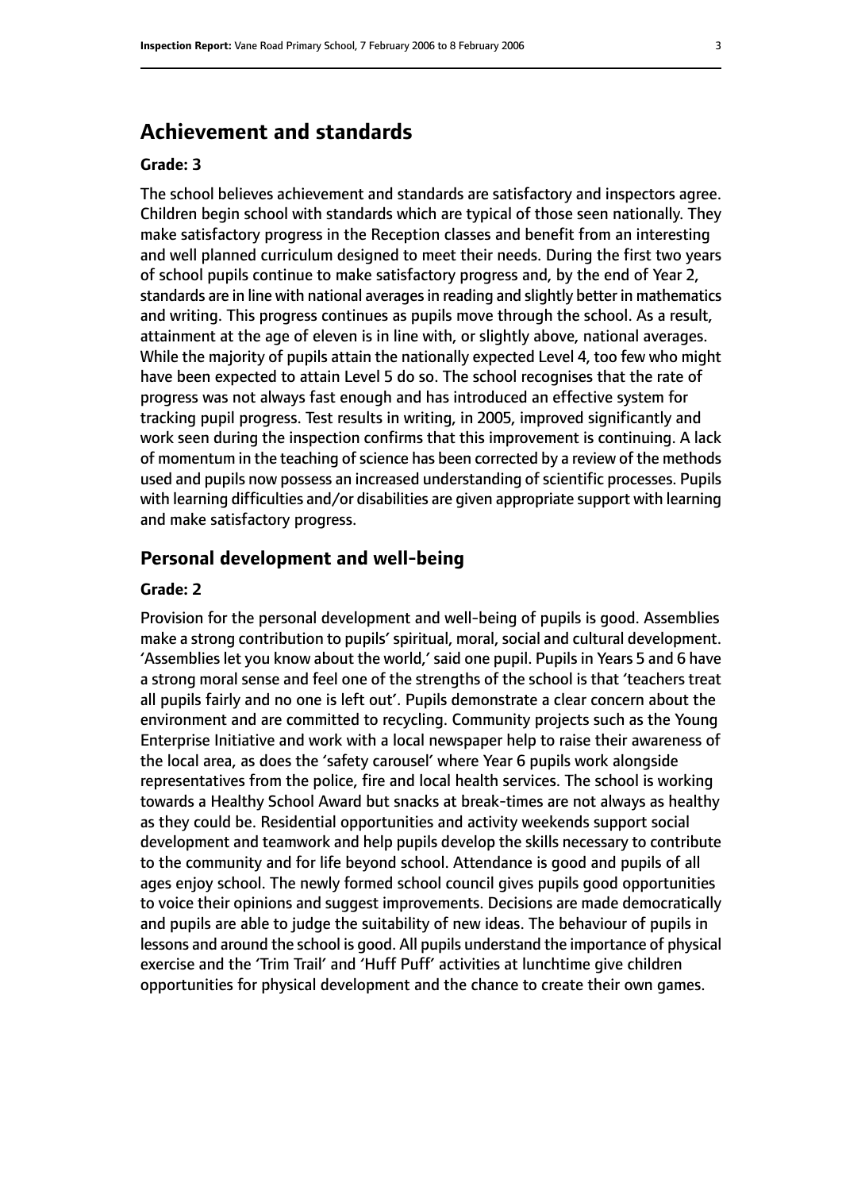## Achievement and standards

### Grade: 3

The school believes achievement and standards are satisfactory and inspectors agree. Children begin school with standards which are typical of those seen nationally. They make satisfactory progress in the Reception classes and benefit from an interesting and well planned curriculum designed to meet their needs. During the first two years of school pupils continue to make satisfactory progress and, by the end of Year 2, standards are in line with national averages in reading and slightly better in mathematics and writing. This progress continues as pupils move through the school. As a result, attainment at the age of eleven is in line with, or slightly above, national averages. While the majority of pupils attain the nationally expected Level 4, too few who might have been expected to attain Level 5 do so. The school recognises that the rate of progress was not always fast enough and has introduced an effective system for tracking pupil progress. Test results in writing, in 2005, improved significantly and work seen during the inspection confirms that this improvement is continuing. A lack of momentum in the teaching of science has been corrected by a review of the methods used and pupils now possess an increased understanding of scientific processes. Pupils with learning difficulties and/or disabilities are given appropriate support with learning and make satisfactory progress.

### Personal development and well-being

### Grade: 2

Provision for the personal development and well-being of pupils is good. Assemblies make a strong contribution to pupils' spiritual, moral, social and cultural development. 'Assemblies let you know about the world,' said one pupil. Pupils in Years 5 and 6 have a strong moral sense and feel one of the strengths of the school is that 'teachers treat all pupils fairly and no one is left out'. Pupils demonstrate a clear concern about the environment and are committed to recycling. Community projects such as the Young Enterprise Initiative and work with a local newspaper help to raise their awareness of the local area, as does the 'safety carousel' where Year 6 pupils work alongside representatives from the police, fire and local health services. The school is working towards a Healthy School Award but snacks at break-times are not always as healthy as they could be. Residential opportunities and activity weekends support social development and teamwork and help pupils develop the skills necessary to contribute to the community and for life beyond school. Attendance is good and pupils of all ages enjoy school. The newly formed school council gives pupils good opportunities to voice their opinions and suggest improvements. Decisions are made democratically and pupils are able to judge the suitability of new ideas. The behaviour of pupils in lessons and around the school is good. All pupils understand the importance of physical exercise and the 'Trim Trail' and 'Huff Puff' activities at lunchtime give children opportunities for physical development and the chance to create their own games.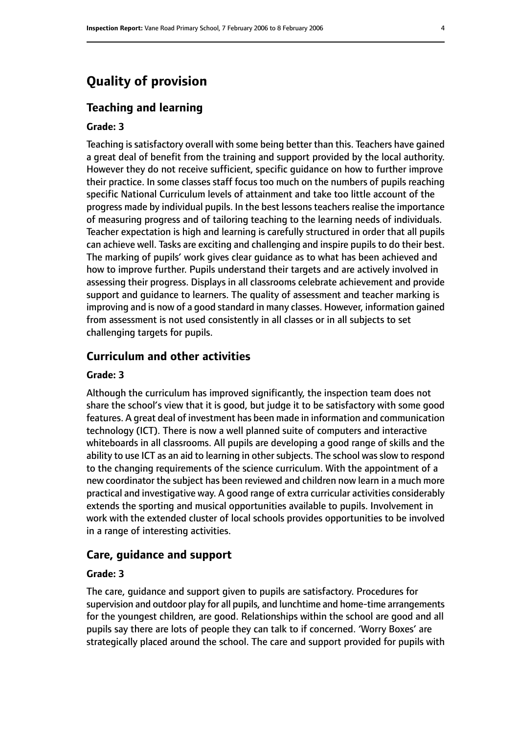# Quality of provision

## Teaching and learning

**Grade: 3**

Teaching is satisfactory overall with some being better than this. Teachers have gained a great deal of benefit from the training and support provided by the local authority. However they do not receive sufficient, specific guidance on how to further improve their practice. In some classes staff focus too much on the numbers of pupils reaching specific National Curriculum levels of attainment and take too little account of the progress made by individual pupils. In the best lessons teachers realise the importance of measuring progress and of tailoring teaching to the learning needs of individuals. Teacher expectation is high and learning is carefully structured in order that all pupils can achieve well. Tasks are exciting and challenging and inspire pupils to do their best. The marking of pupils' work gives clear guidance as to what has been achieved and how to improve further. Pupils understand their targets and are actively involved in assessing their progress. Displays in all classrooms celebrate achievement and provide support and guidance to learners. The quality of assessment and teacher marking is improving and is now of a good standard in many classes. However, information gained from assessment is not used consistently in all classes or in all subjects to set challenging targets for pupils.

## Curriculum and other activities

**Grade: 3**

Although the curriculum has improved significantly, the inspection team does not share the school's view that it is good, but judge it to be satisfactory with some good features. A great deal of investment has been made in information and communication technology (ICT). There is now a well planned suite of computers and interactive whiteboards in all classrooms. All pupils are developing a good range of skills and the ability to use ICT as an aid to learning in other subjects. The school was slow to respond to the changing requirements of the science curriculum. With the appointment of a new coordinator the subject has been reviewed and children now learn in a much more practical and investigative way. A good range of extra curricular activities considerably extends the sporting and musical opportunities available to pupils. Involvement in work with the extended cluster of local schools provides opportunities to be involved in a range of interesting activities.

## Care, guidance and support

**Grade: 3**

The care, guidance and support given to pupils are satisfactory. Procedures for supervision and outdoor play for all pupils, and lunchtime and home-time arrangements for the youngest children, are good. Relationships within the school are good and all pupils say there are lots of people they can talk to if concerned. 'Worry Boxes' are strategically placed around the school. The care and support provided for pupils with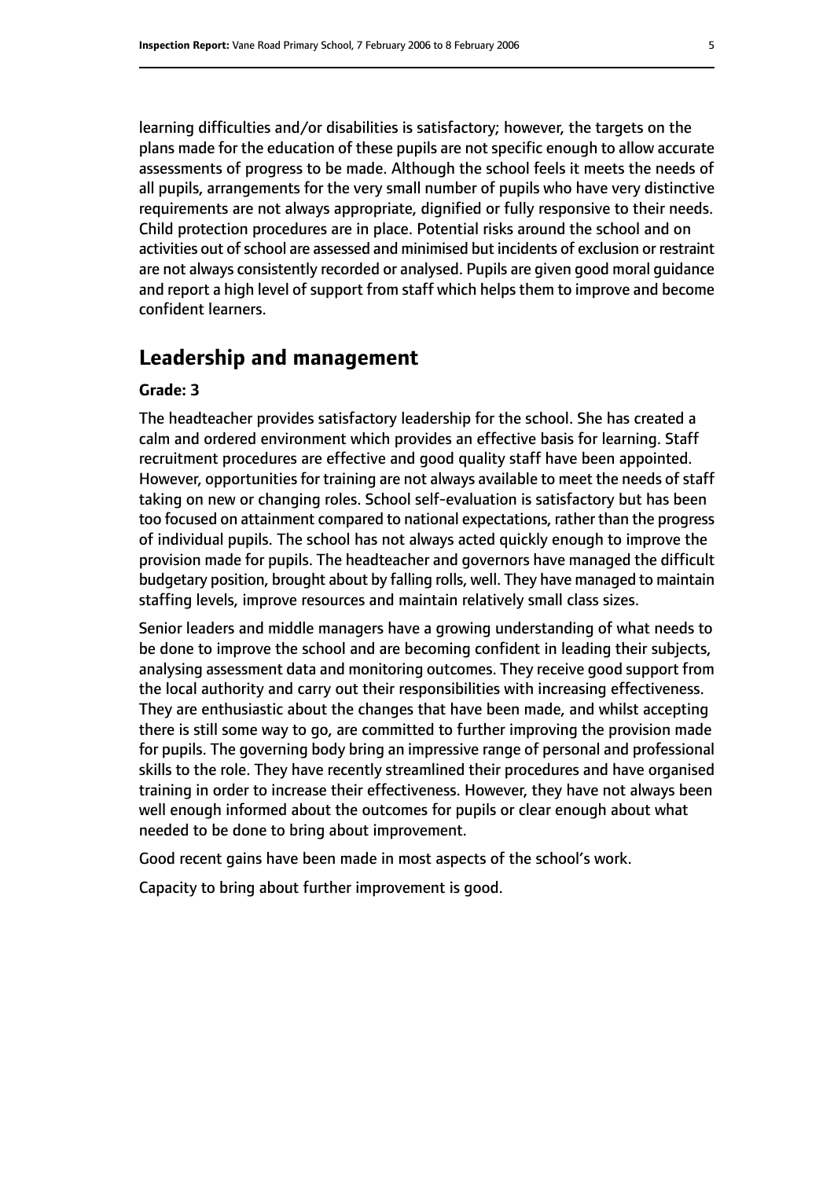learning difficulties and/or disabilities is satisfactory; however, the targets on the plans made for the education of these pupils are not specific enough to allow accurate assessments of progress to be made. Although the school feels it meets the needs of all pupils, arrangements for the very small number of pupils who have very distinctive requirements are not always appropriate, dignified or fully responsive to their needs. Child protection procedures are in place. Potential risks around the school and on activities out of school are assessed and minimised but incidents of exclusion or restraint are not always consistently recorded or analysed. Pupils are given good moral guidance and report a high level of support from staff which helps them to improve and become confident learners.

## Leadership and management

**Grade: 3**

The headteacher provides satisfactory leadership for the school. She has created a calm and ordered environment which provides an effective basis for learning. Staff recruitment procedures are effective and good quality staff have been appointed. However, opportunities for training are not always available to meet the needs of staff taking on new or changing roles. School self-evaluation is satisfactory but has been too focused on attainment compared to national expectations, rather than the progress of individual pupils. The school has not always acted quickly enough to improve the provision made for pupils. The headteacher and governors have managed the difficult budgetary position, brought about by falling rolls, well. They have managed to maintain staffing levels, improve resources and maintain relatively small class sizes.

Senior leaders and middle managers have a growing understanding of what needs to be done to improve the school and are becoming confident in leading their subjects, analysing assessment data and monitoring outcomes. They receive good support from the local authority and carry out their responsibilities with increasing effectiveness. They are enthusiastic about the changes that have been made, and whilst accepting there is still some way to go, are committed to further improving the provision made for pupils. The governing body bring an impressive range of personal and professional skills to the role. They have recently streamlined their procedures and have organised training in order to increase their effectiveness. However, they have not always been well enough informed about the outcomes for pupils or clear enough about what needed to be done to bring about improvement.

Good recent gains have been made in most aspects of the school's work.

Capacity to bring about further improvement is good.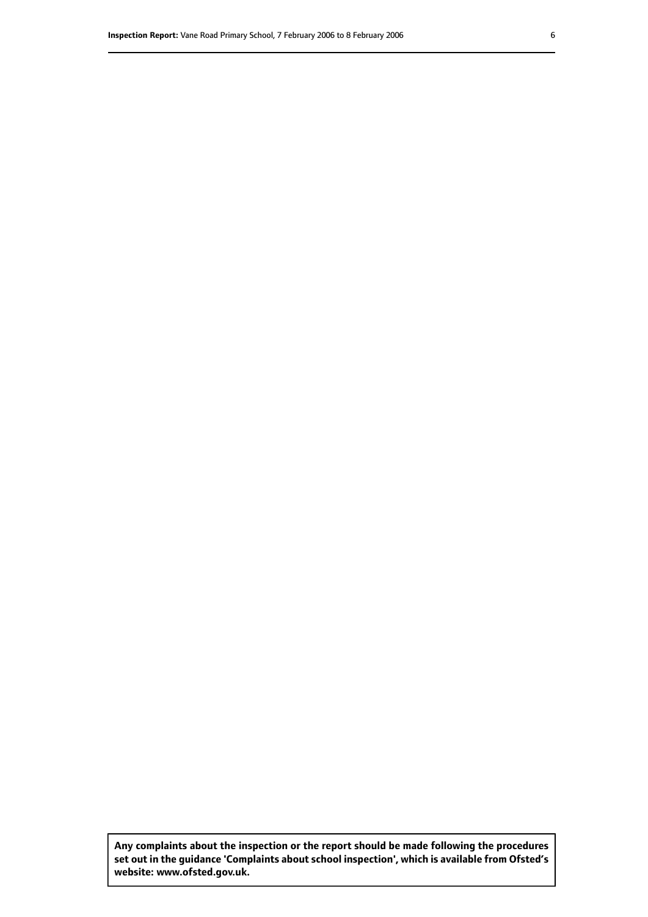**Any complaints about the inspection or the report should be made following the procedures set out in the guidance 'Complaints about school inspection', which is available from Ofsted's website: www.ofsted.gov.uk.**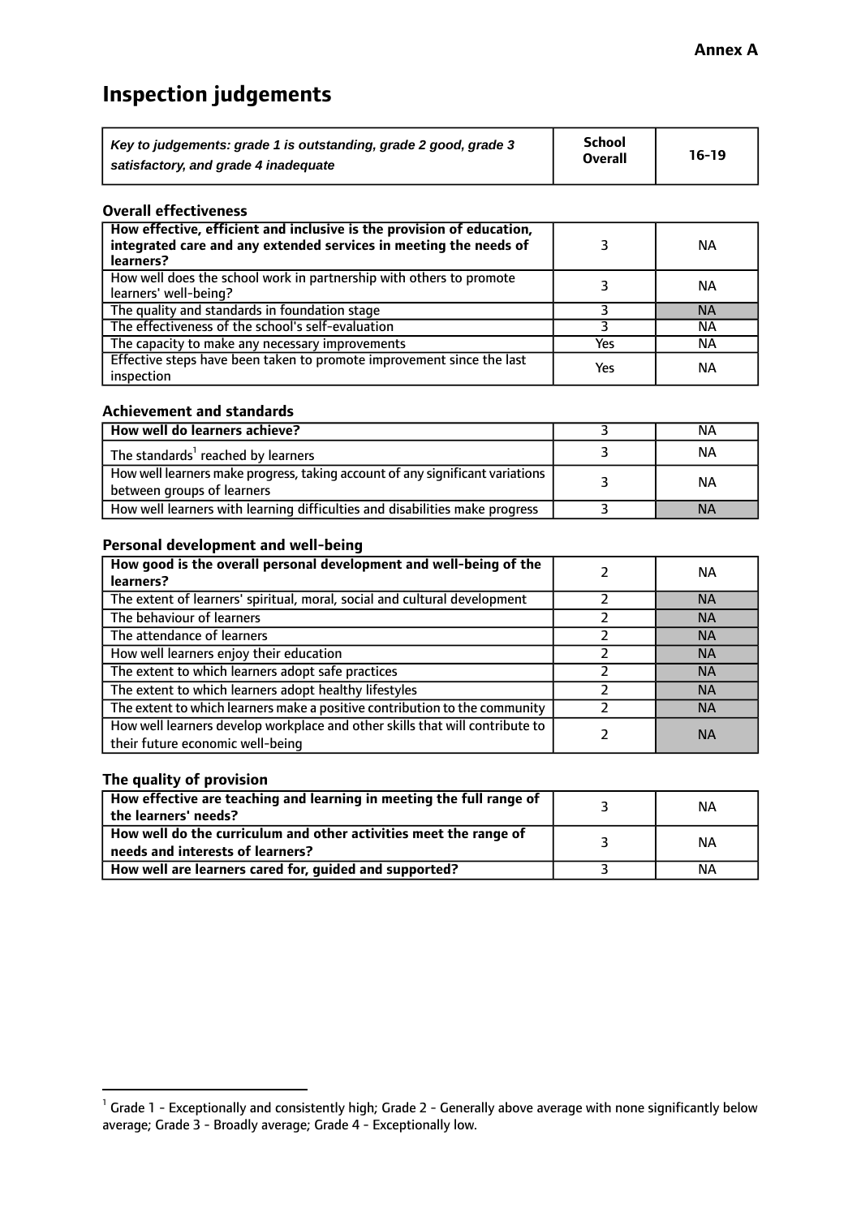**Annex A**

# Inspection judgements

| *Key to judgements: grade 1 is outstanding, grade 2 good, grade 3 satisfactory, and grade 4 inadequate* | **School Overall** | **16-19** |
|---|---|---|

### Overall effectiveness

| | | |
|---|---|---|
| **How effective, efficient and inclusive is the provision of education, integrated care and any extended services in meeting the needs of learners?** | 3 | NA |
| How well does the school work in partnership with others to promote learners' well-being? | 3 | NA |
| The quality and standards in foundation stage | 3 | NA |
| The effectiveness of the school's self-evaluation | 3 | NA |
| The capacity to make any necessary improvements | Yes | NA |
| Effective steps have been taken to promote improvement since the last inspection | Yes | NA |

### Achievement and standards

| | | |
|---|---|---|
| **How well do learners achieve?** | 3 | NA |
| The standards[1] reached by learners | 3 | NA |
| How well learners make progress, taking account of any significant variations between groups of learners | 3 | NA |
| How well learners with learning difficulties and disabilities make progress | 3 | NA |

### Personal development and well-being

| | | |
|---|---|---|
| **How good is the overall personal development and well-being of the learners?** | 2 | NA |
| The extent of learners' spiritual, moral, social and cultural development | 2 | NA |
| The behaviour of learners | 2 | NA |
| The attendance of learners | 2 | NA |
| How well learners enjoy their education | 2 | NA |
| The extent to which learners adopt safe practices | 2 | NA |
| The extent to which learners adopt healthy lifestyles | 2 | NA |
| The extent to which learners make a positive contribution to the community | 2 | NA |
| How well learners develop workplace and other skills that will contribute to their future economic well-being | 2 | NA |

### The quality of provision

| | | |
|---|---|---|
| **How effective are teaching and learning in meeting the full range of the learners' needs?** | 3 | NA |
| **How well do the curriculum and other activities meet the range of needs and interests of learners?** | 3 | NA |
| **How well are learners cared for, guided and supported?** | 3 | NA |

[1] Grade 1 - Exceptionally and consistently high; Grade 2 - Generally above average with none significantly below average; Grade 3 - Broadly average; Grade 4 - Exceptionally low.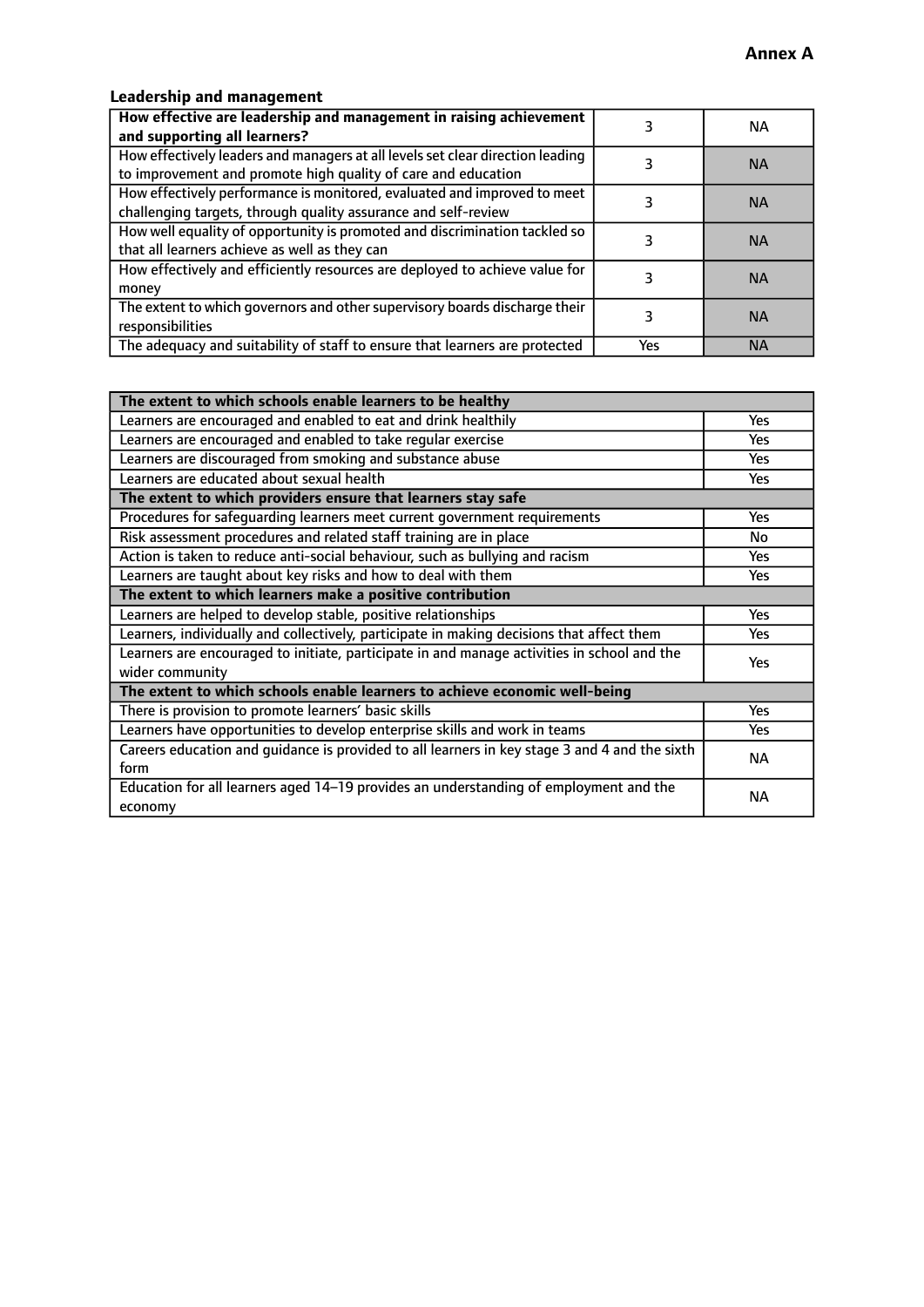**Annex A**

### Leadership and management

| How effective are leadership and management in raising achievement and supporting all learners? | 3 | NA |
|---|---|---|
| How effectively leaders and managers at all levels set clear direction leading to improvement and promote high quality of care and education | 3 | NA |
| How effectively performance is monitored, evaluated and improved to meet challenging targets, through quality assurance and self-review | 3 | NA |
| How well equality of opportunity is promoted and discrimination tackled so that all learners achieve as well as they can | 3 | NA |
| How effectively and efficiently resources are deployed to achieve value for money | 3 | NA |
| The extent to which governors and other supervisory boards discharge their responsibilities | 3 | NA |
| The adequacy and suitability of staff to ensure that learners are protected | Yes | NA |

| **The extent to which schools enable learners to be healthy** | |
|---|---|
| Learners are encouraged and enabled to eat and drink healthily | Yes |
| Learners are encouraged and enabled to take regular exercise | Yes |
| Learners are discouraged from smoking and substance abuse | Yes |
| Learners are educated about sexual health | Yes |
| **The extent to which providers ensure that learners stay safe** | |
| Procedures for safeguarding learners meet current government requirements | Yes |
| Risk assessment procedures and related staff training are in place | No |
| Action is taken to reduce anti-social behaviour, such as bullying and racism | Yes |
| Learners are taught about key risks and how to deal with them | Yes |
| **The extent to which learners make a positive contribution** | |
| Learners are helped to develop stable, positive relationships | Yes |
| Learners, individually and collectively, participate in making decisions that affect them | Yes |
| Learners are encouraged to initiate, participate in and manage activities in school and the wider community | Yes |
| **The extent to which schools enable learners to achieve economic well-being** | |
| There is provision to promote learners' basic skills | Yes |
| Learners have opportunities to develop enterprise skills and work in teams | Yes |
| Careers education and guidance is provided to all learners in key stage 3 and 4 and the sixth form | NA |
| Education for all learners aged 14–19 provides an understanding of employment and the economy | NA |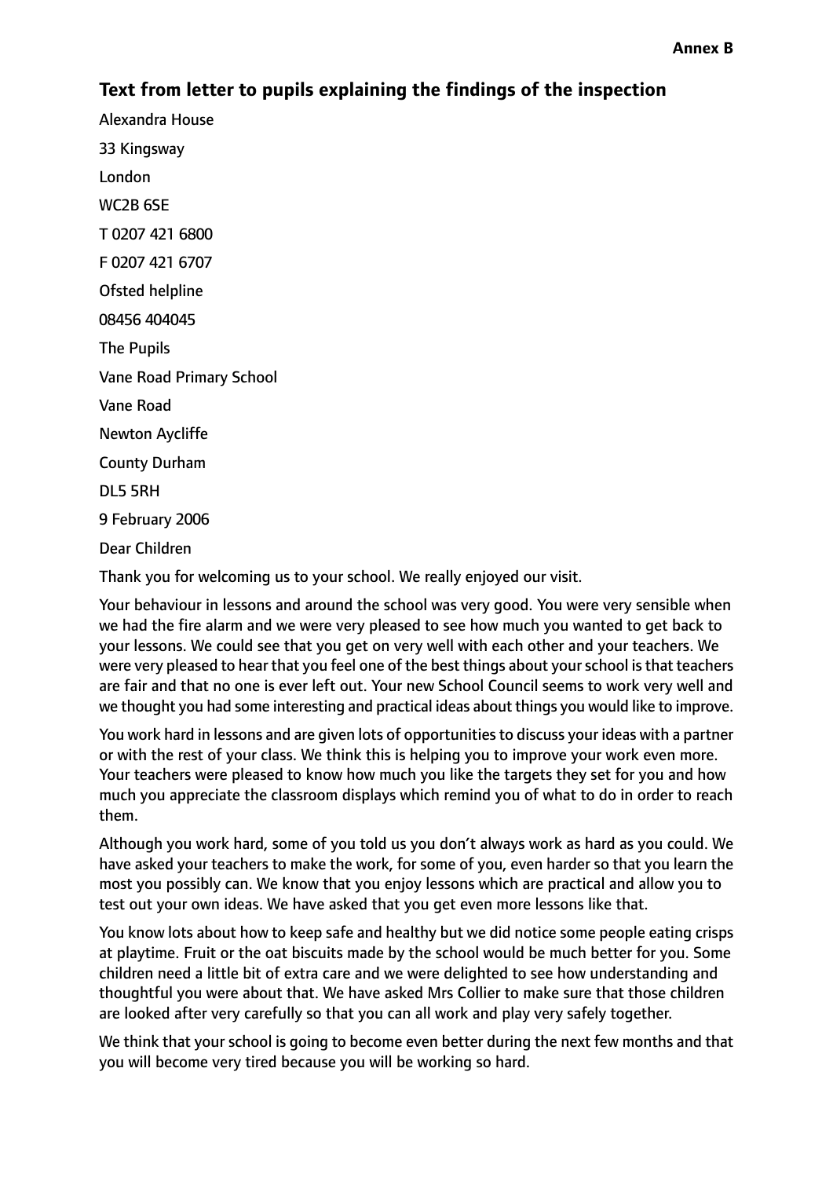**Annex B**

## Text from letter to pupils explaining the findings of the inspection

Alexandra House

33 Kingsway

London

WC2B 6SE

T 0207 421 6800

F 0207 421 6707

Ofsted helpline

08456 404045

The Pupils

Vane Road Primary School

Vane Road

Newton Aycliffe

County Durham

DL5 5RH

9 February 2006

Dear Children

Thank you for welcoming us to your school. We really enjoyed our visit.

Your behaviour in lessons and around the school was very good. You were very sensible when we had the fire alarm and we were very pleased to see how much you wanted to get back to your lessons. We could see that you get on very well with each other and your teachers. We were very pleased to hear that you feel one of the best things about your school is that teachers are fair and that no one is ever left out. Your new School Council seems to work very well and we thought you had some interesting and practical ideas about things you would like to improve.

You work hard in lessons and are given lots of opportunities to discuss your ideas with a partner or with the rest of your class. We think this is helping you to improve your work even more. Your teachers were pleased to know how much you like the targets they set for you and how much you appreciate the classroom displays which remind you of what to do in order to reach them.

Although you work hard, some of you told us you don't always work as hard as you could. We have asked your teachers to make the work, for some of you, even harder so that you learn the most you possibly can. We know that you enjoy lessons which are practical and allow you to test out your own ideas. We have asked that you get even more lessons like that.

You know lots about how to keep safe and healthy but we did notice some people eating crisps at playtime. Fruit or the oat biscuits made by the school would be much better for you. Some children need a little bit of extra care and we were delighted to see how understanding and thoughtful you were about that. We have asked Mrs Collier to make sure that those children are looked after very carefully so that you can all work and play very safely together.

We think that your school is going to become even better during the next few months and that you will become very tired because you will be working so hard.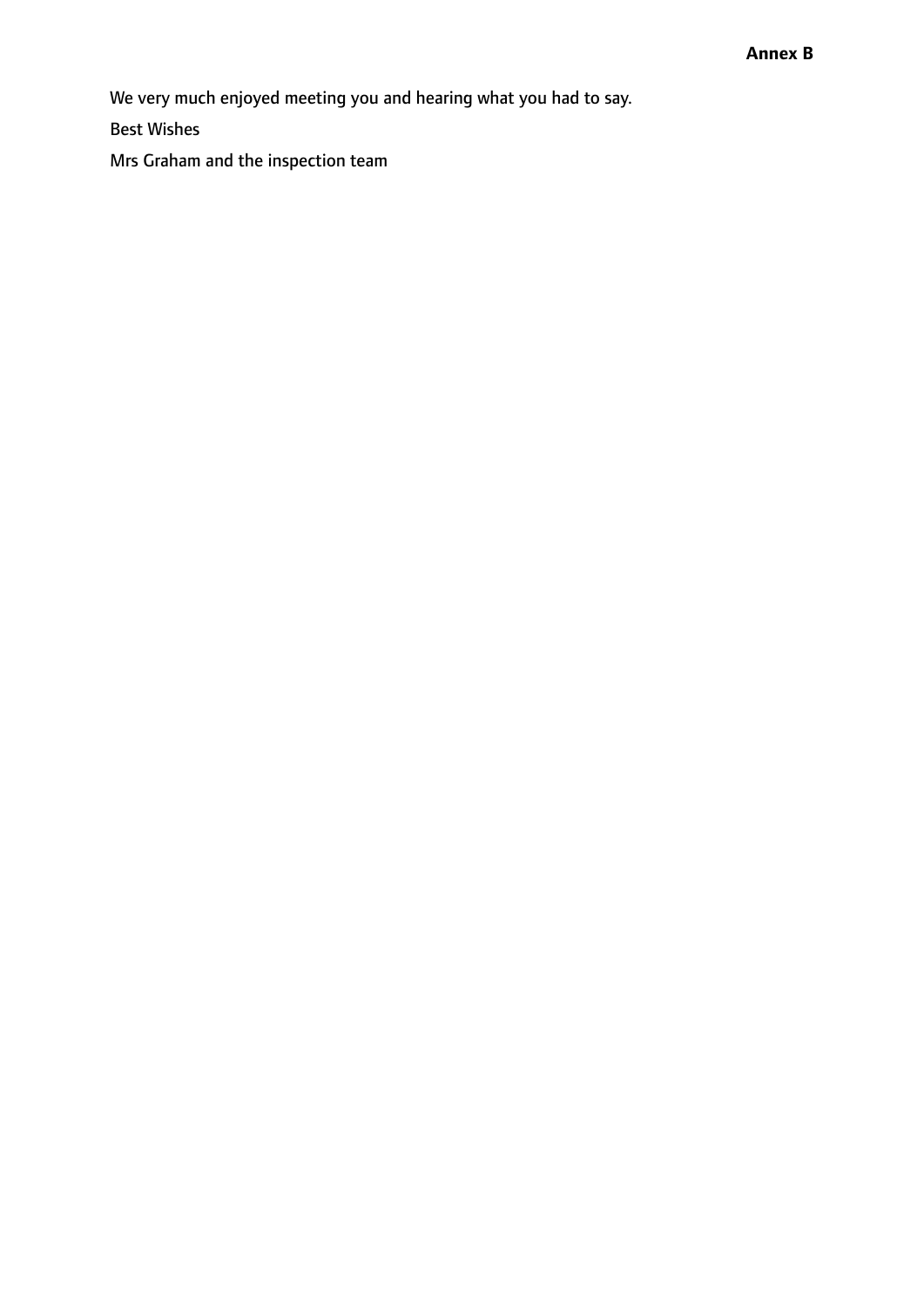We very much enjoyed meeting you and hearing what you had to say.

Best Wishes

Mrs Graham and the inspection team